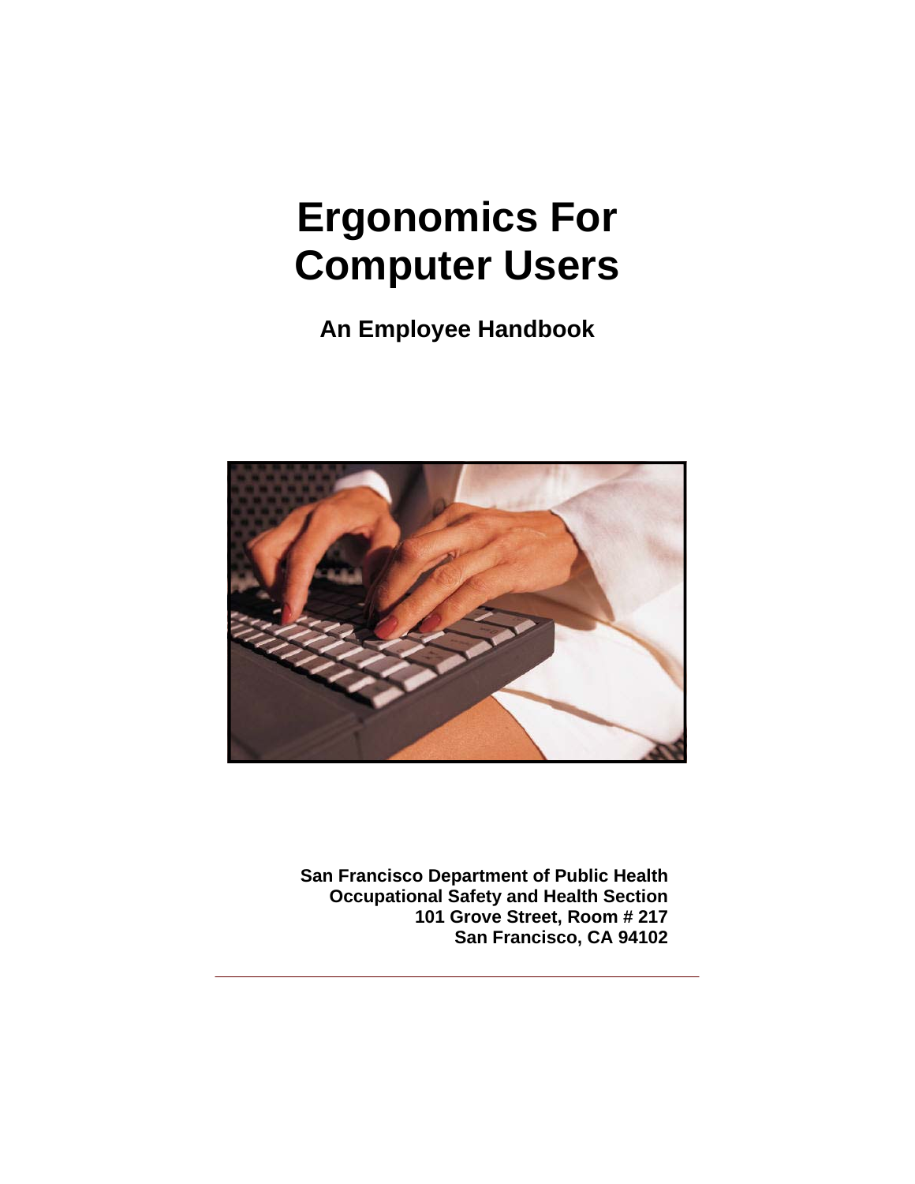# Ergonomics For Computer Users

**An Employee Handbook**

**San Francisco Department of Public Health**
**Occupational Safety and Health Section**
**101 Grove Street, Room # 217**
**San Francisco, CA 94102**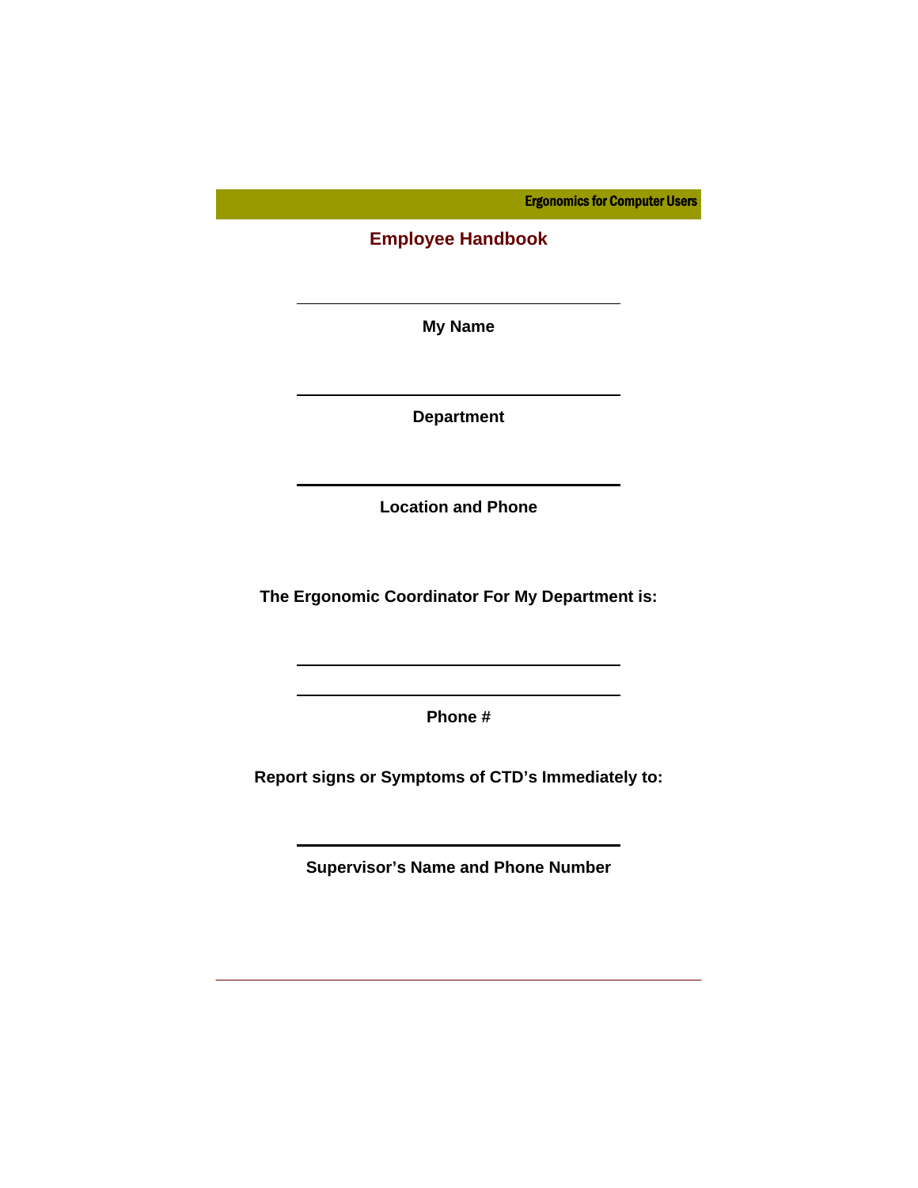# Employee Handbook

_______________________________

**My Name**

_______________________________

**Department**

_______________________________

**Location and Phone**

**The Ergonomic Coordinator For My Department is:**

_______________________________

_______________________________

**Phone #**

**Report signs or Symptoms of CTD's Immediately to:**

_______________________________

**Supervisor's Name and Phone Number**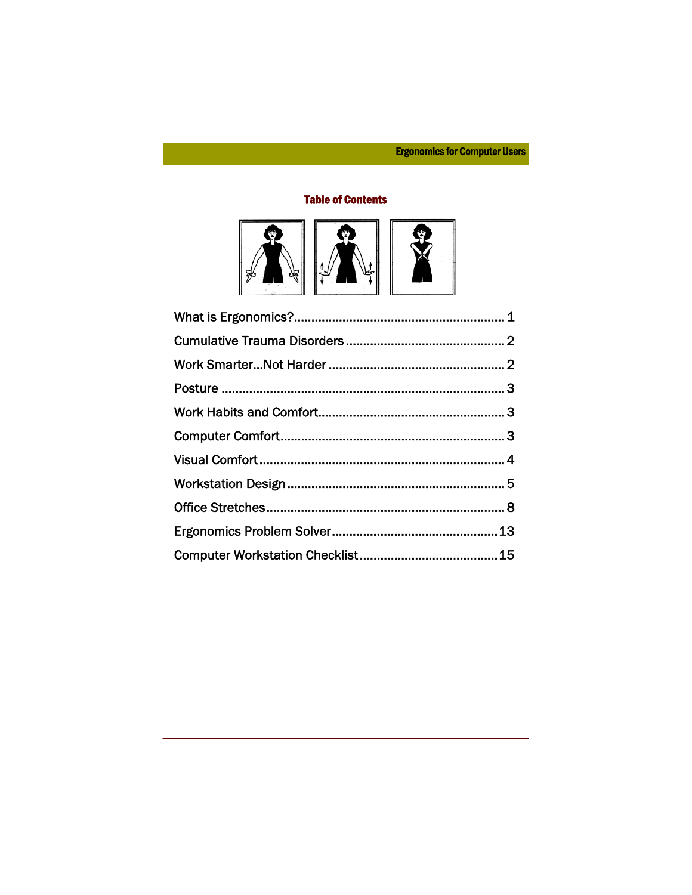## Table of Contents

What is Ergonomics? ........ 1

Cumulative Trauma Disorders ........ 2

Work Smarter...Not Harder ........ 2

Posture ........ 3

Work Habits and Comfort ........ 3

Computer Comfort ........ 3

Visual Comfort ........ 4

Workstation Design ........ 5

Office Stretches ........ 8

Ergonomics Problem Solver ........ 13

Computer Workstation Checklist ........ 15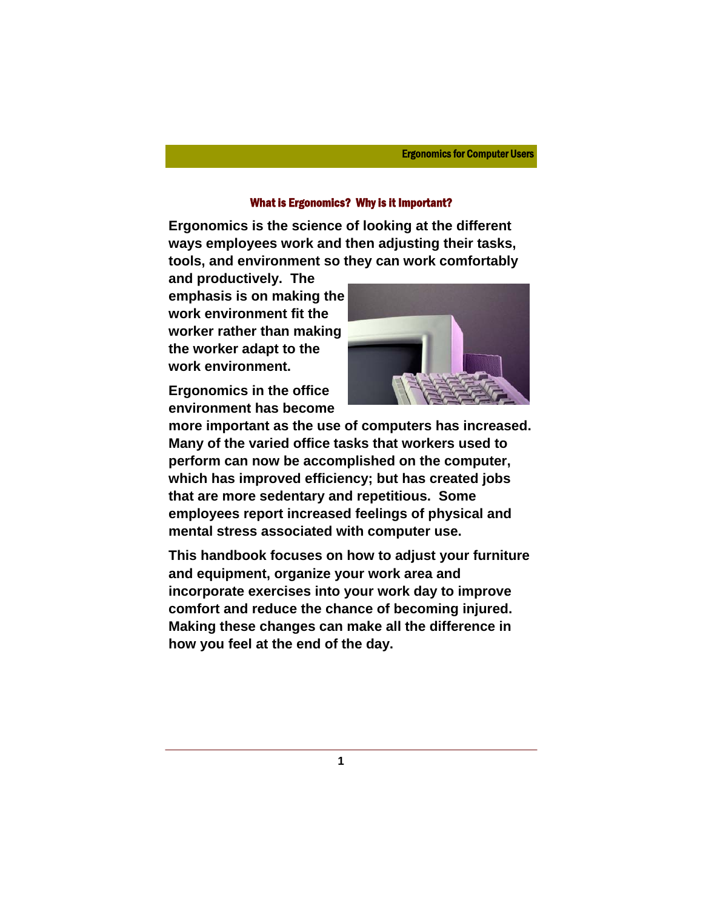## What is Ergonomics? Why is it Important?

**Ergonomics is the science of looking at the different ways employees work and then adjusting their tasks, tools, and environment so they can work comfortably and productively. The emphasis is on making the work environment fit the worker rather than making the worker adapt to the work environment.**

**Ergonomics in the office environment has become more important as the use of computers has increased. Many of the varied office tasks that workers used to perform can now be accomplished on the computer, which has improved efficiency; but has created jobs that are more sedentary and repetitious. Some employees report increased feelings of physical and mental stress associated with computer use.**

**This handbook focuses on how to adjust your furniture and equipment, organize your work area and incorporate exercises into your work day to improve comfort and reduce the chance of becoming injured. Making these changes can make all the difference in how you feel at the end of the day.**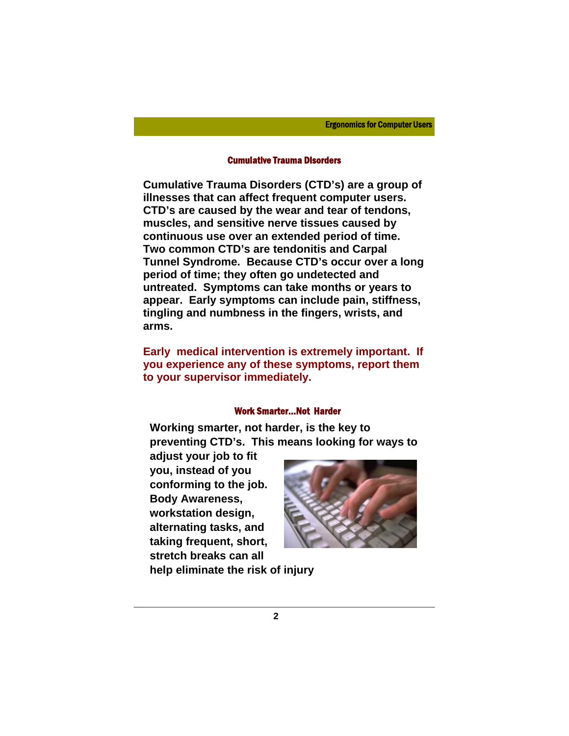## Cumulative Trauma Disorders

**Cumulative Trauma Disorders (CTD's) are a group of illnesses that can affect frequent computer users. CTD's are caused by the wear and tear of tendons, muscles, and sensitive nerve tissues caused by continuous use over an extended period of time. Two common CTD's are tendonitis and Carpal Tunnel Syndrome. Because CTD's occur over a long period of time; they often go undetected and untreated. Symptoms can take months or years to appear. Early symptoms can include pain, stiffness, tingling and numbness in the fingers, wrists, and arms.**

**Early medical intervention is extremely important. If you experience any of these symptoms, report them to your supervisor immediately.**

## Work Smarter...Not Harder

**Working smarter, not harder, is the key to preventing CTD's. This means looking for ways to adjust your job to fit you, instead of you conforming to the job. Body Awareness, workstation design, alternating tasks, and taking frequent, short, stretch breaks can all help eliminate the risk of injury**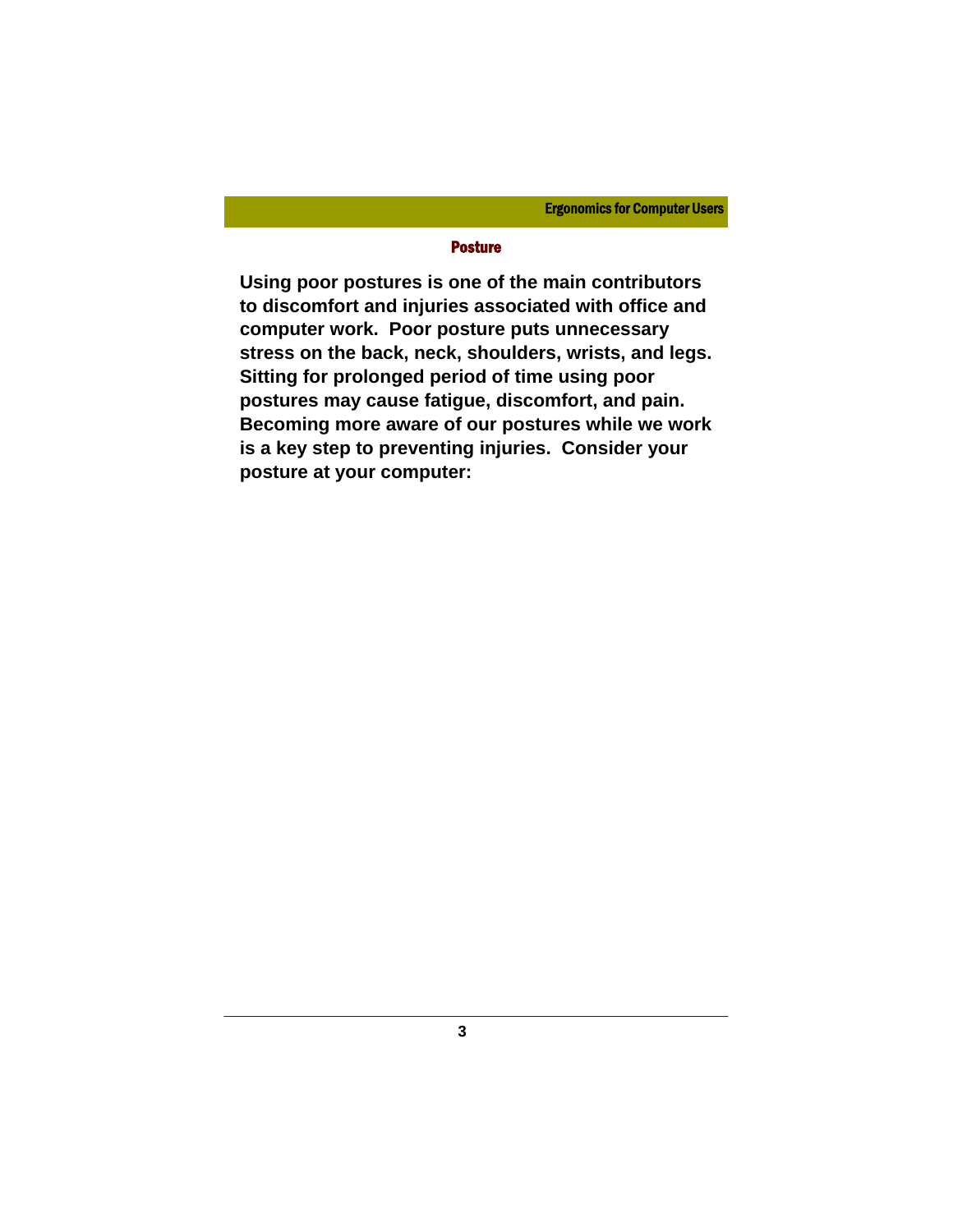## Posture

**Using poor postures is one of the main contributors to discomfort and injuries associated with office and computer work. Poor posture puts unnecessary stress on the back, neck, shoulders, wrists, and legs. Sitting for prolonged period of time using poor postures may cause fatigue, discomfort, and pain. Becoming more aware of our postures while we work is a key step to preventing injuries. Consider your posture at your computer:**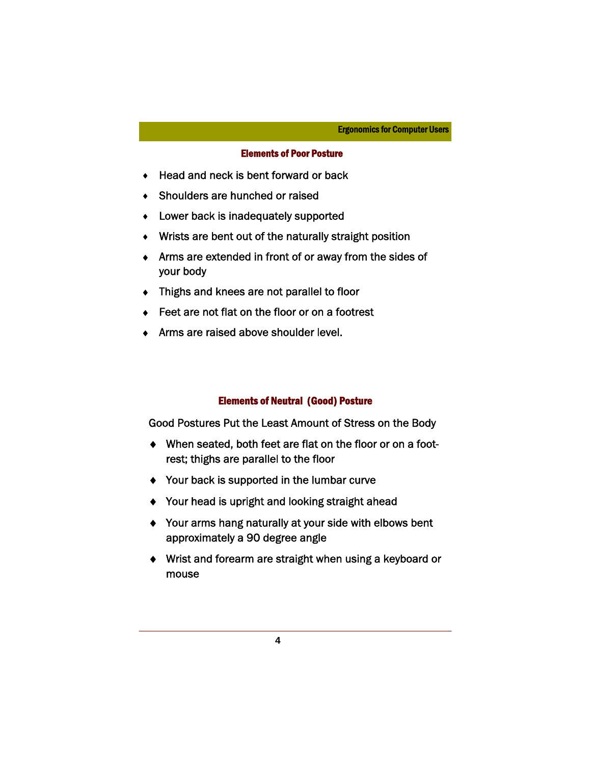## Elements of Poor Posture

- Head and neck is bent forward or back
- Shoulders are hunched or raised
- Lower back is inadequately supported
- Wrists are bent out of the naturally straight position
- Arms are extended in front of or away from the sides of your body
- Thighs and knees are not parallel to floor
- Feet are not flat on the floor or on a footrest
- Arms are raised above shoulder level.

## Elements of Neutral (Good) Posture

Good Postures Put the Least Amount of Stress on the Body

- When seated, both feet are flat on the floor or on a foot-rest; thighs are parallel to the floor
- Your back is supported in the lumbar curve
- Your head is upright and looking straight ahead
- Your arms hang naturally at your side with elbows bent approximately a 90 degree angle
- Wrist and forearm are straight when using a keyboard or mouse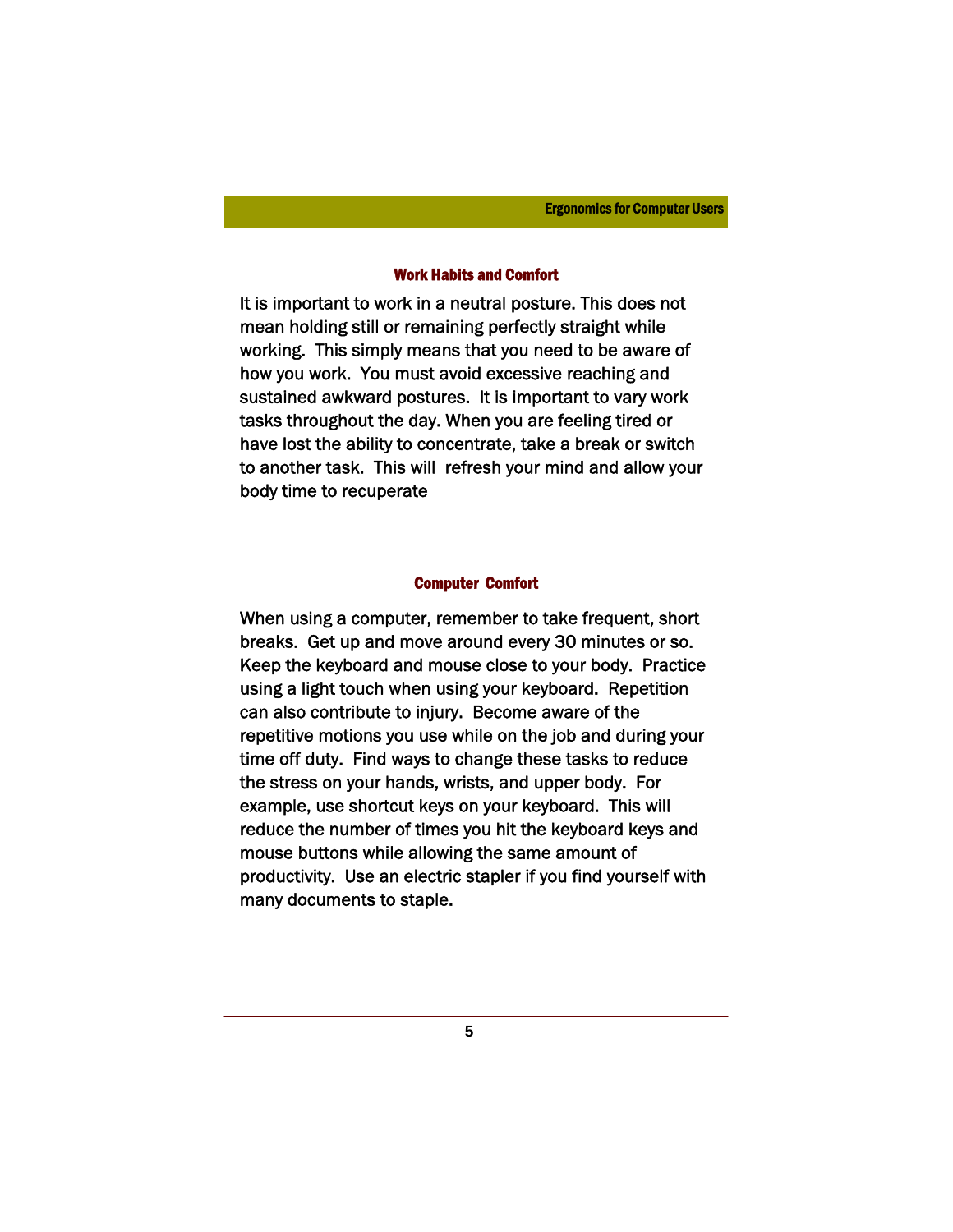### Work Habits and Comfort

It is important to work in a neutral posture. This does not mean holding still or remaining perfectly straight while working. This simply means that you need to be aware of how you work. You must avoid excessive reaching and sustained awkward postures. It is important to vary work tasks throughout the day. When you are feeling tired or have lost the ability to concentrate, take a break or switch to another task. This will refresh your mind and allow your body time to recuperate

### Computer Comfort

When using a computer, remember to take frequent, short breaks. Get up and move around every 30 minutes or so. Keep the keyboard and mouse close to your body. Practice using a light touch when using your keyboard. Repetition can also contribute to injury. Become aware of the repetitive motions you use while on the job and during your time off duty. Find ways to change these tasks to reduce the stress on your hands, wrists, and upper body. For example, use shortcut keys on your keyboard. This will reduce the number of times you hit the keyboard keys and mouse buttons while allowing the same amount of productivity. Use an electric stapler if you find yourself with many documents to staple.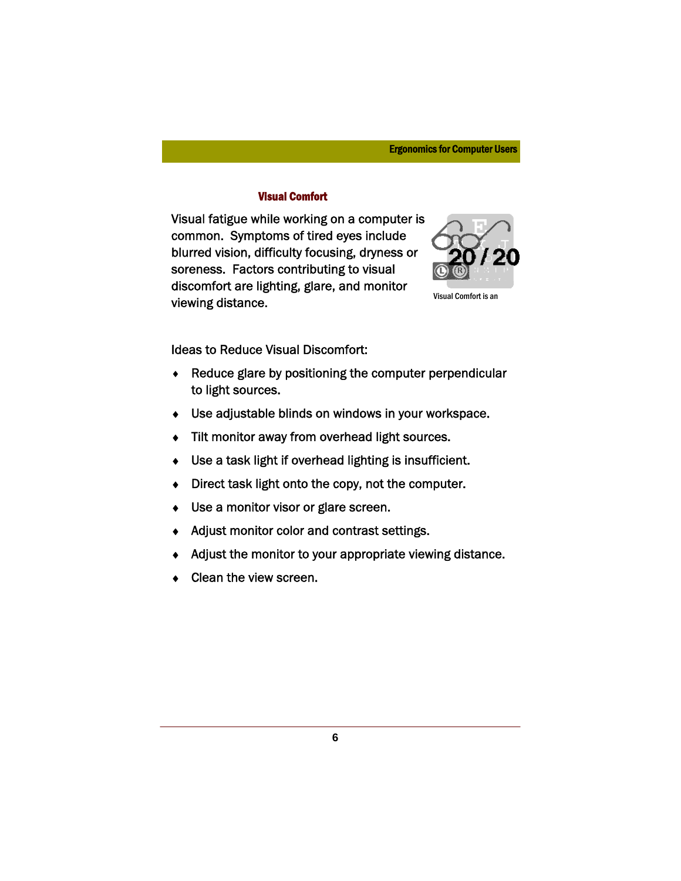## Visual Comfort

Visual fatigue while working on a computer is common. Symptoms of tired eyes include blurred vision, difficulty focusing, dryness or soreness. Factors contributing to visual discomfort are lighting, glare, and monitor viewing distance.

Visual Comfort is an

Ideas to Reduce Visual Discomfort:

- Reduce glare by positioning the computer perpendicular to light sources.
- Use adjustable blinds on windows in your workspace.
- Tilt monitor away from overhead light sources.
- Use a task light if overhead lighting is insufficient.
- Direct task light onto the copy, not the computer.
- Use a monitor visor or glare screen.
- Adjust monitor color and contrast settings.
- Adjust the monitor to your appropriate viewing distance.
- Clean the view screen.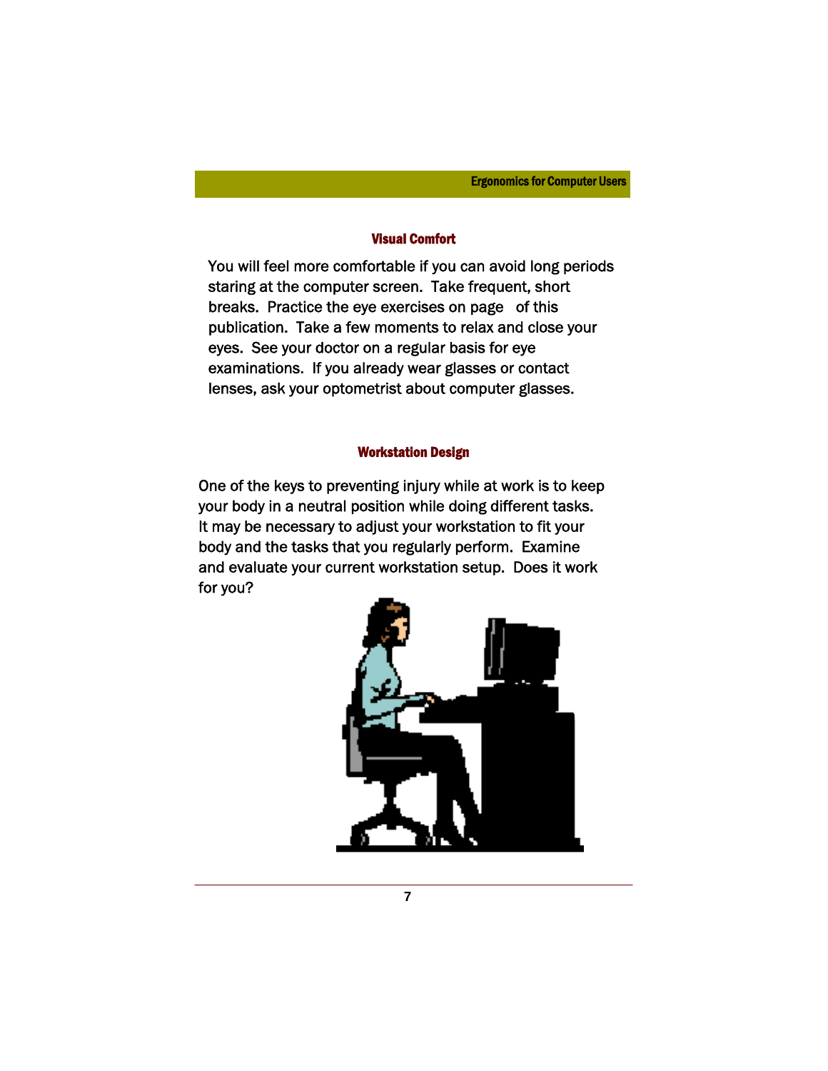## Visual Comfort

You will feel more comfortable if you can avoid long periods staring at the computer screen. Take frequent, short breaks. Practice the eye exercises on page  of this publication. Take a few moments to relax and close your eyes. See your doctor on a regular basis for eye examinations. If you already wear glasses or contact lenses, ask your optometrist about computer glasses.

## Workstation Design

One of the keys to preventing injury while at work is to keep your body in a neutral position while doing different tasks. It may be necessary to adjust your workstation to fit your body and the tasks that you regularly perform. Examine and evaluate your current workstation setup. Does it work for you?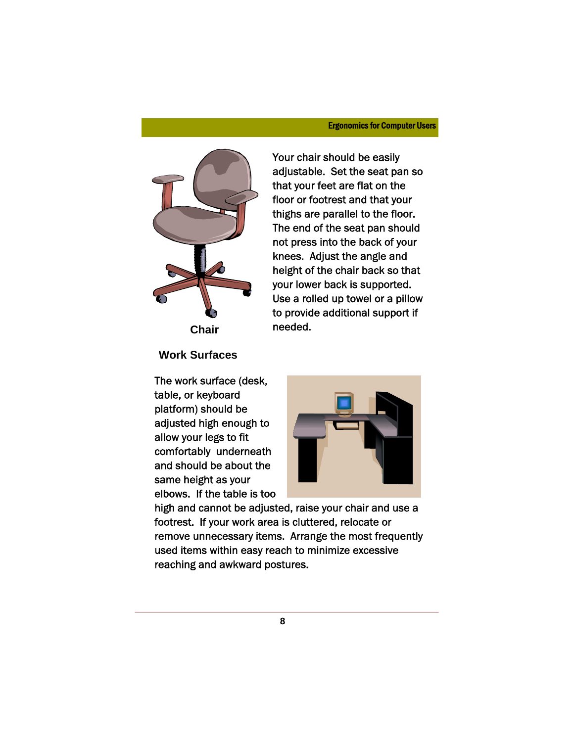Your chair should be easily adjustable. Set the seat pan so that your feet are flat on the floor or footrest and that your thighs are parallel to the floor. The end of the seat pan should not press into the back of your knees. Adjust the angle and height of the chair back so that your lower back is supported. Use a rolled up towel or a pillow to provide additional support if needed.

**Chair**

### Work Surfaces

The work surface (desk, table, or keyboard platform) should be adjusted high enough to allow your legs to fit comfortably underneath and should be about the same height as your elbows. If the table is too high and cannot be adjusted, raise your chair and use a footrest. If your work area is cluttered, relocate or remove unnecessary items. Arrange the most frequently used items within easy reach to minimize excessive reaching and awkward postures.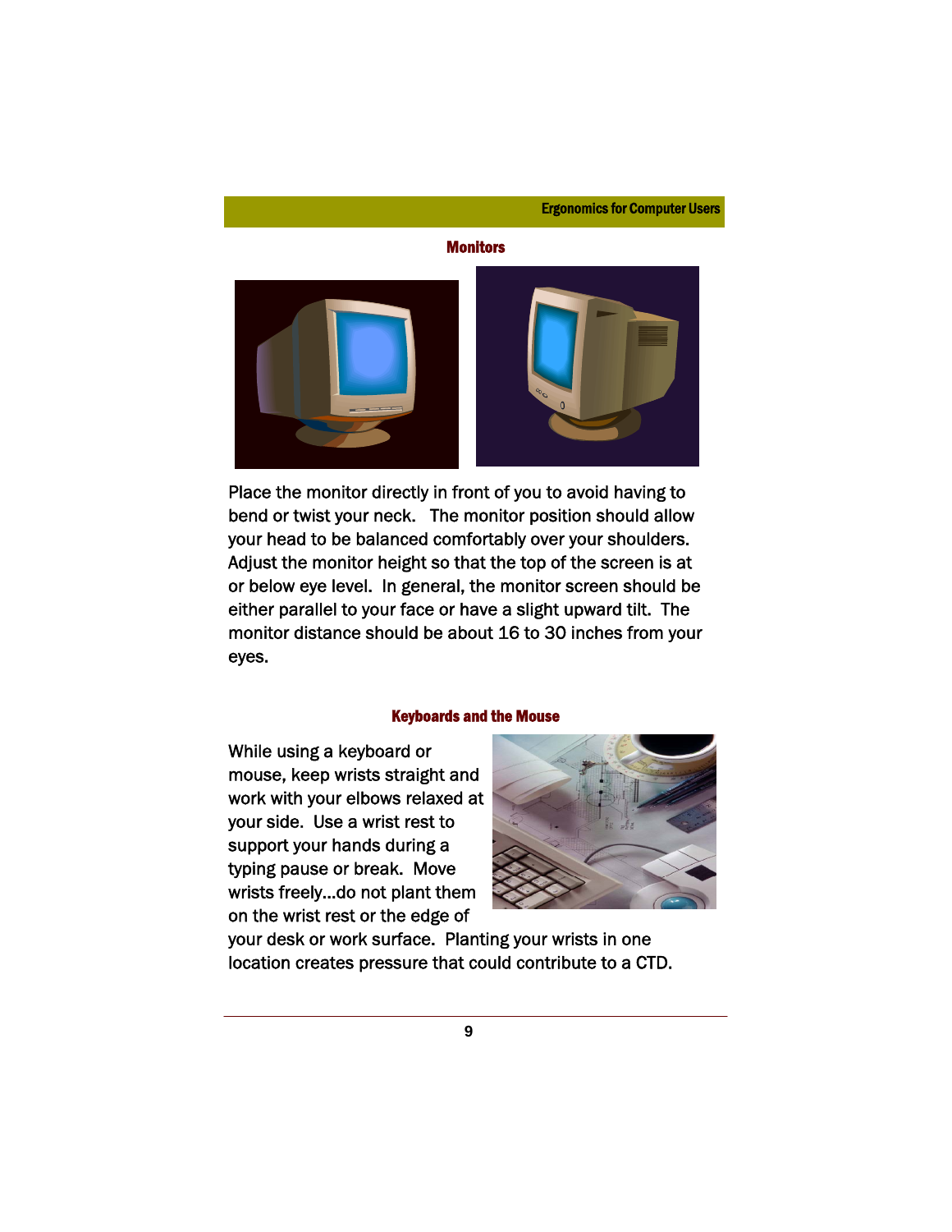## Monitors

Place the monitor directly in front of you to avoid having to bend or twist your neck.  The monitor position should allow your head to be balanced comfortably over your shoulders. Adjust the monitor height so that the top of the screen is at or below eye level.  In general, the monitor screen should be either parallel to your face or have a slight upward tilt.  The monitor distance should be about 16 to 30 inches from your eyes.

## Keyboards and the Mouse

While using a keyboard or mouse, keep wrists straight and work with your elbows relaxed at your side.  Use a wrist rest to support your hands during a typing pause or break.  Move wrists freely…do not plant them on the wrist rest or the edge of your desk or work surface.  Planting your wrists in one location creates pressure that could contribute to a CTD.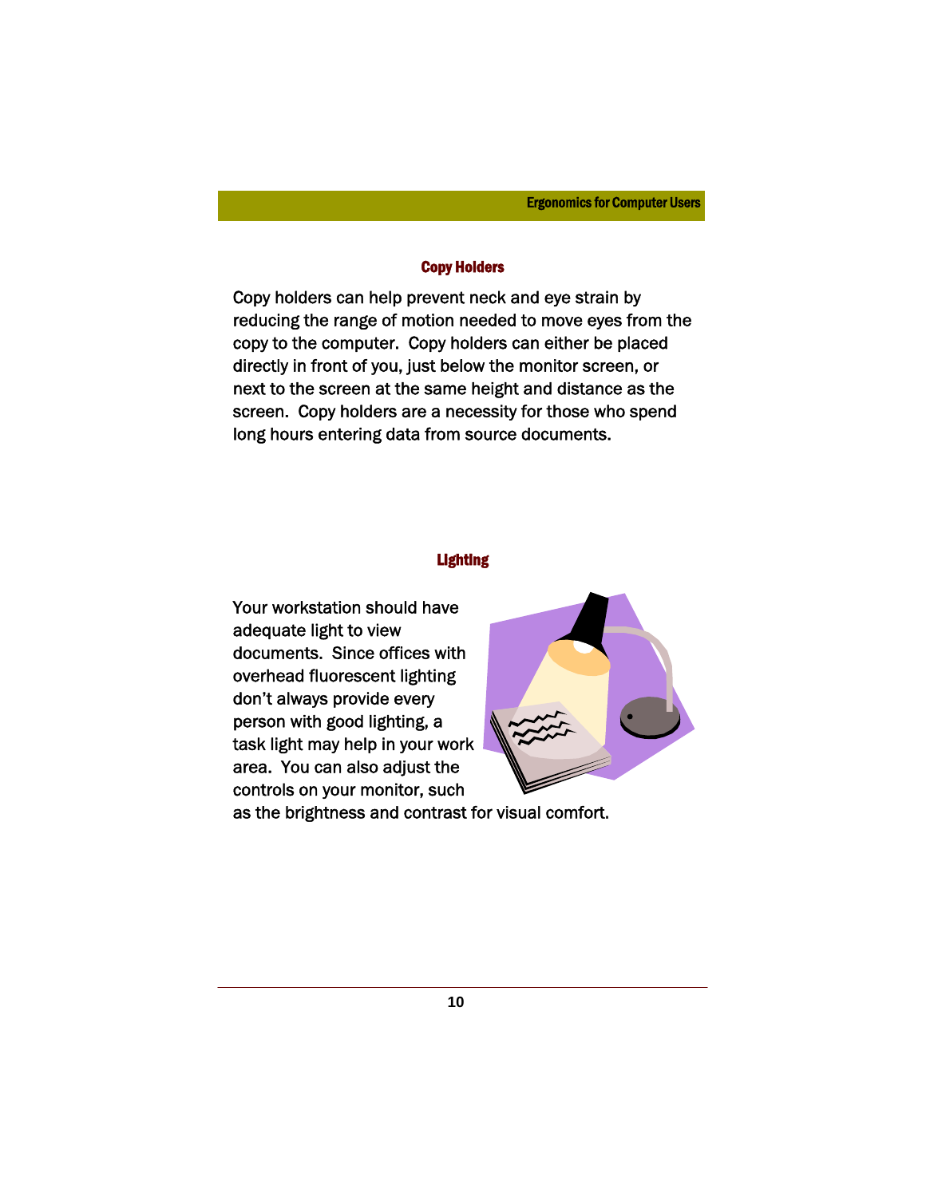## Copy Holders

Copy holders can help prevent neck and eye strain by reducing the range of motion needed to move eyes from the copy to the computer. Copy holders can either be placed directly in front of you, just below the monitor screen, or next to the screen at the same height and distance as the screen. Copy holders are a necessity for those who spend long hours entering data from source documents.

## Lighting

Your workstation should have adequate light to view documents. Since offices with overhead fluorescent lighting don't always provide every person with good lighting, a task light may help in your work area. You can also adjust the controls on your monitor, such as the brightness and contrast for visual comfort.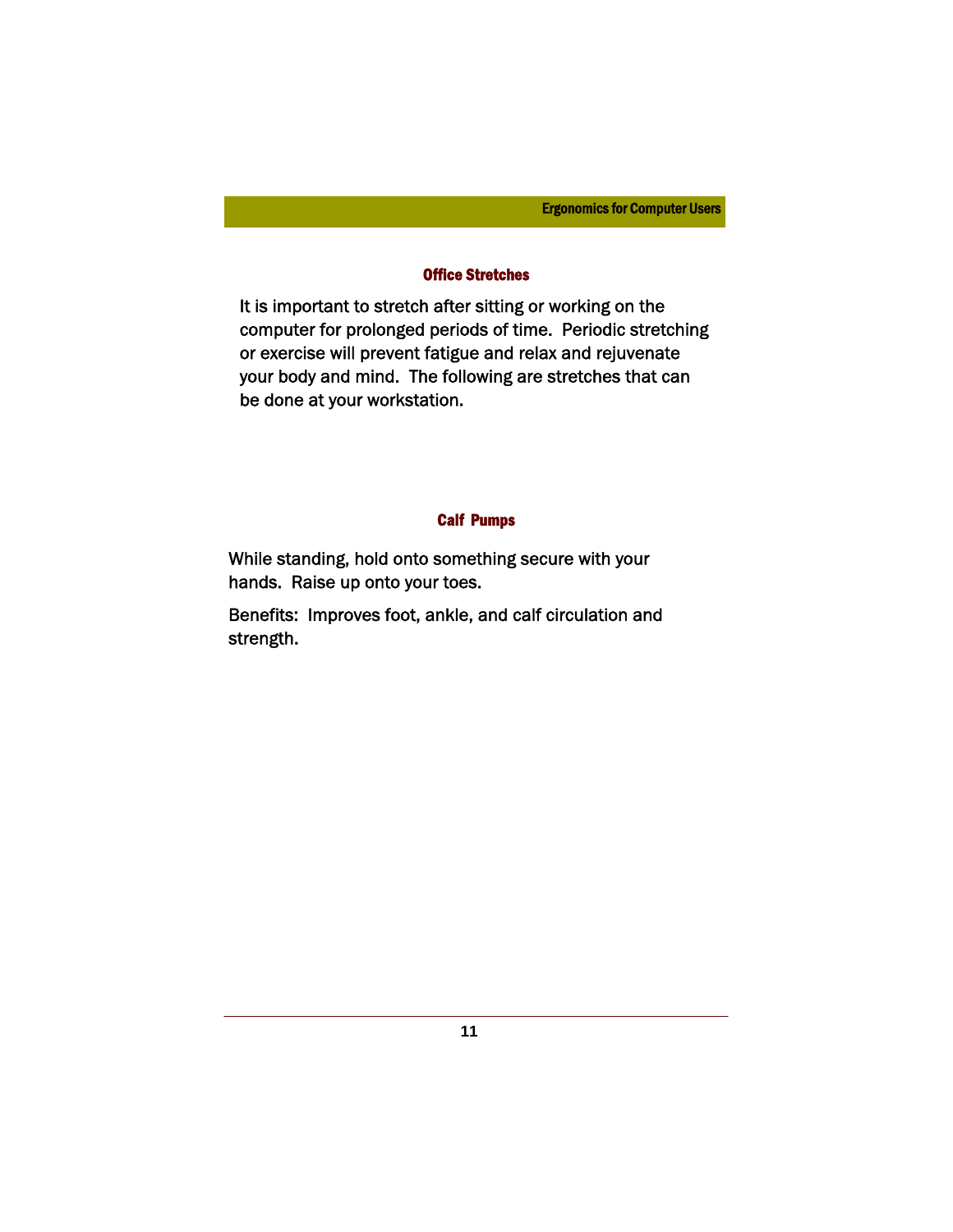## Office Stretches

It is important to stretch after sitting or working on the computer for prolonged periods of time. Periodic stretching or exercise will prevent fatigue and relax and rejuvenate your body and mind. The following are stretches that can be done at your workstation.

### Calf Pumps

While standing, hold onto something secure with your hands. Raise up onto your toes.

Benefits: Improves foot, ankle, and calf circulation and strength.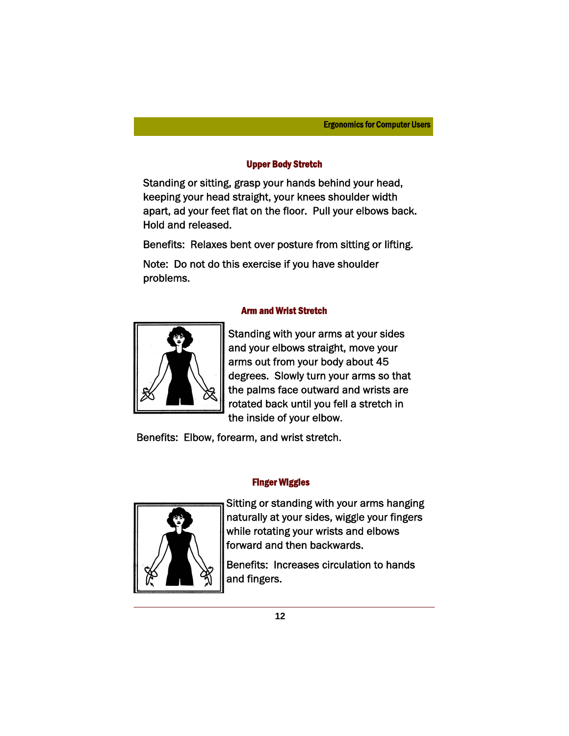### Upper Body Stretch

Standing or sitting, grasp your hands behind your head, keeping your head straight, your knees shoulder width apart, ad your feet flat on the floor. Pull your elbows back. Hold and released.

Benefits: Relaxes bent over posture from sitting or lifting.

Note: Do not do this exercise if you have shoulder problems.

### Arm and Wrist Stretch

Standing with your arms at your sides and your elbows straight, move your arms out from your body about 45 degrees. Slowly turn your arms so that the palms face outward and wrists are rotated back until you fell a stretch in the inside of your elbow.

Benefits: Elbow, forearm, and wrist stretch.

### Finger Wiggles

Sitting or standing with your arms hanging naturally at your sides, wiggle your fingers while rotating your wrists and elbows forward and then backwards.

Benefits: Increases circulation to hands and fingers.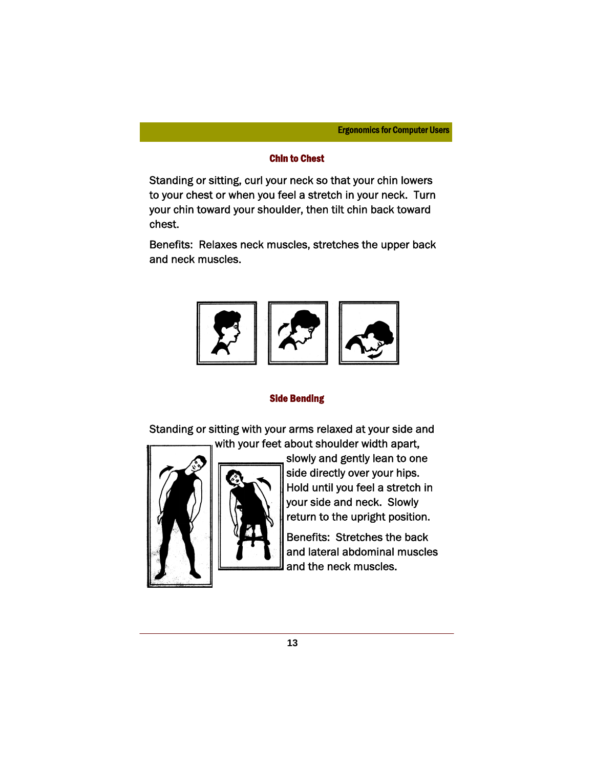## Chin to Chest

Standing or sitting, curl your neck so that your chin lowers to your chest or when you feel a stretch in your neck. Turn your chin toward your shoulder, then tilt chin back toward chest.

Benefits: Relaxes neck muscles, stretches the upper back and neck muscles.

## Side Bending

Standing or sitting with your arms relaxed at your side and with your feet about shoulder width apart, slowly and gently lean to one side directly over your hips. Hold until you feel a stretch in your side and neck. Slowly return to the upright position.

Benefits: Stretches the back and lateral abdominal muscles and the neck muscles.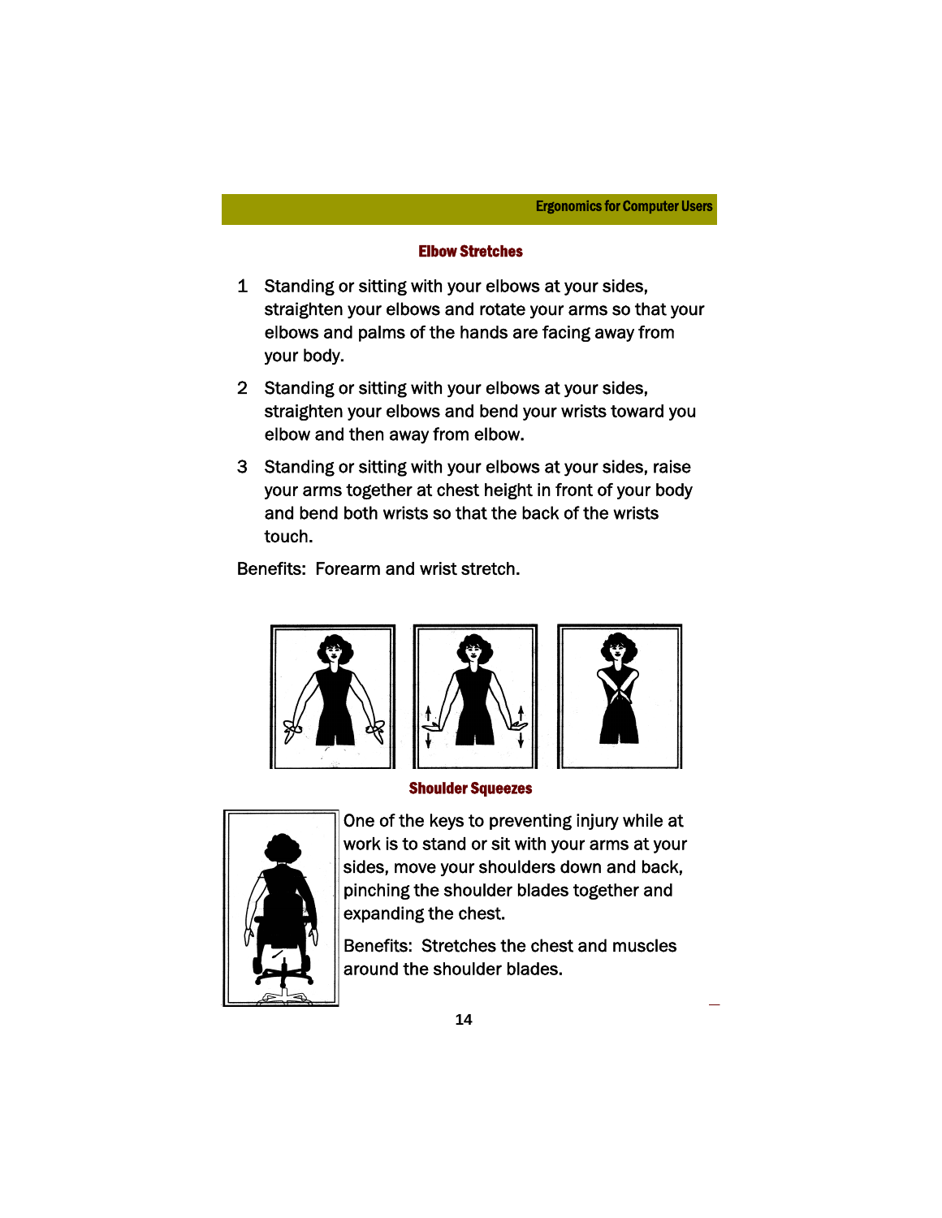## Elbow Stretches

1. Standing or sitting with your elbows at your sides, straighten your elbows and rotate your arms so that your elbows and palms of the hands are facing away from your body.
2. Standing or sitting with your elbows at your sides, straighten your elbows and bend your wrists toward you elbow and then away from elbow.
3. Standing or sitting with your elbows at your sides, raise your arms together at chest height in front of your body and bend both wrists so that the back of the wrists touch.

Benefits: Forearm and wrist stretch.

## Shoulder Squeezes

One of the keys to preventing injury while at work is to stand or sit with your arms at your sides, move your shoulders down and back, pinching the shoulder blades together and expanding the chest.

Benefits: Stretches the chest and muscles around the shoulder blades.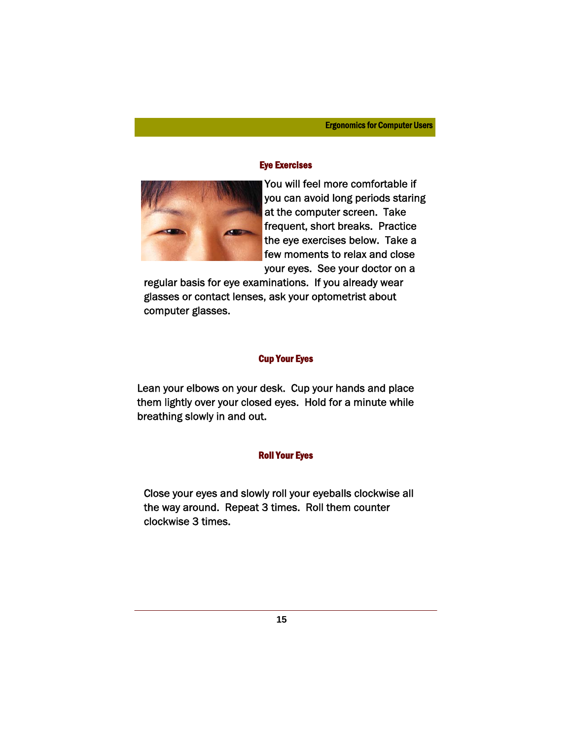## Eye Exercises

You will feel more comfortable if you can avoid long periods staring at the computer screen. Take frequent, short breaks. Practice the eye exercises below. Take a few moments to relax and close your eyes. See your doctor on a regular basis for eye examinations. If you already wear glasses or contact lenses, ask your optometrist about computer glasses.

### Cup Your Eyes

Lean your elbows on your desk. Cup your hands and place them lightly over your closed eyes. Hold for a minute while breathing slowly in and out.

### Roll Your Eyes

Close your eyes and slowly roll your eyeballs clockwise all the way around. Repeat 3 times. Roll them counter clockwise 3 times.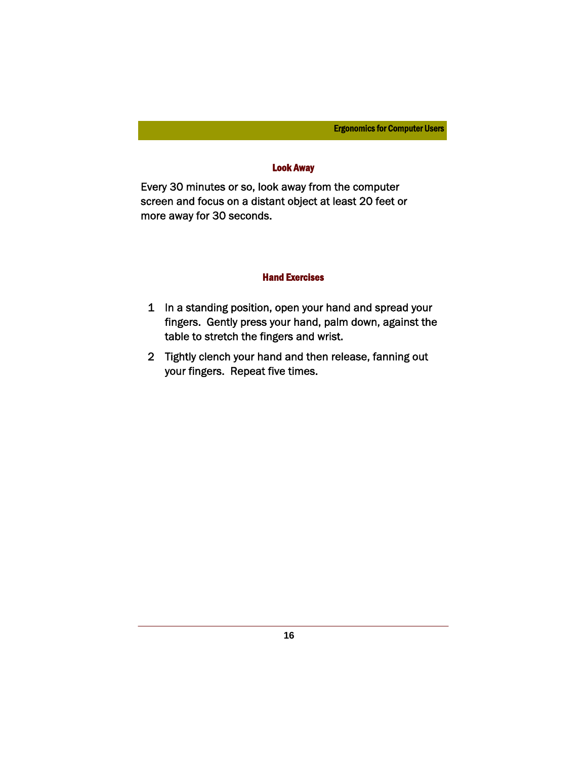## Look Away

Every 30 minutes or so, look away from the computer screen and focus on a distant object at least 20 feet or more away for 30 seconds.

## Hand Exercises

1. In a standing position, open your hand and spread your fingers. Gently press your hand, palm down, against the table to stretch the fingers and wrist.
2. Tightly clench your hand and then release, fanning out your fingers. Repeat five times.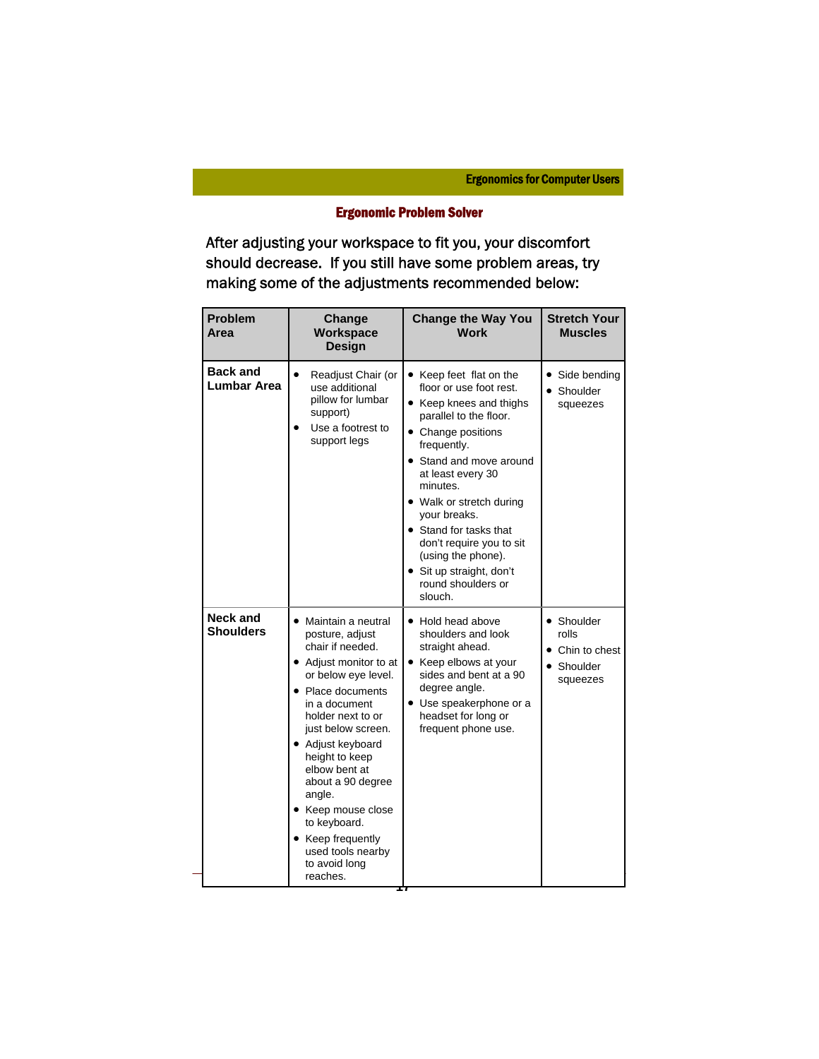## Ergonomic Problem Solver

After adjusting your workspace to fit you, your discomfort should decrease. If you still have some problem areas, try making some of the adjustments recommended below:

| Problem Area | Change Workspace Design | Change the Way You Work | Stretch Your Muscles |
|---|---|---|---|
| **Back and Lumbar Area** | • Readjust Chair (or use additional pillow for lumbar support)<br>• Use a footrest to support legs | • Keep feet flat on the floor or use foot rest.<br>• Keep knees and thighs parallel to the floor.<br>• Change positions frequently.<br>• Stand and move around at least every 30 minutes.<br>• Walk or stretch during your breaks.<br>• Stand for tasks that don't require you to sit (using the phone).<br>• Sit up straight, don't round shoulders or slouch. | • Side bending<br>• Shoulder squeezes |
| **Neck and Shoulders** | • Maintain a neutral posture, adjust chair if needed.<br>• Adjust monitor to at or below eye level.<br>• Place documents in a document holder next to or just below screen.<br>• Adjust keyboard height to keep elbow bent at about a 90 degree angle.<br>• Keep mouse close to keyboard.<br>• Keep frequently used tools nearby to avoid long reaches. | • Hold head above shoulders and look straight ahead.<br>• Keep elbows at your sides and bent at a 90 degree angle.<br>• Use speakerphone or a headset for long or frequent phone use. | • Shoulder rolls<br>• Chin to chest<br>• Shoulder squeezes |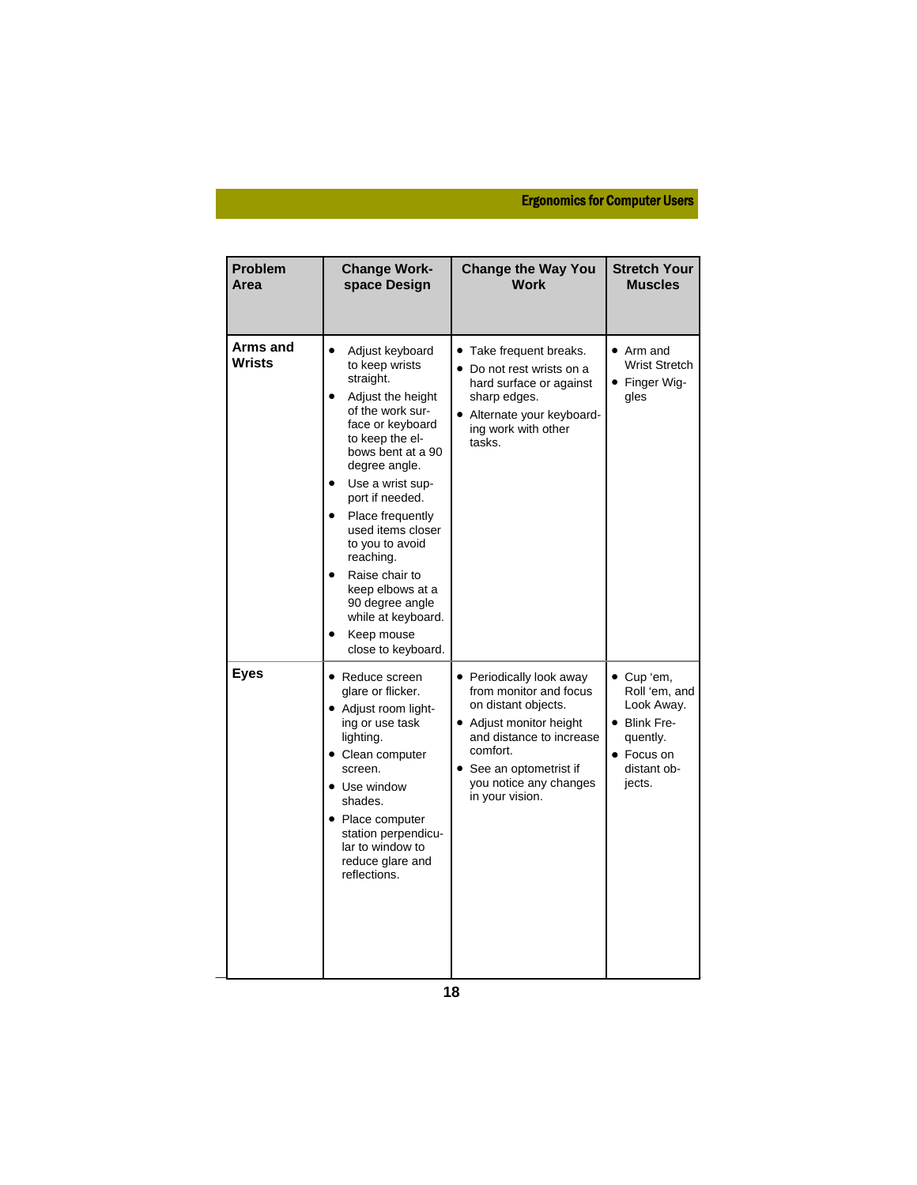| Problem Area | Change Workspace Design | Change the Way You Work | Stretch Your Muscles |
| --- | --- | --- | --- |
| Arms and Wrists | • Adjust keyboard to keep wrists straight.<br>• Adjust the height of the work surface or keyboard to keep the elbows bent at a 90 degree angle.<br>• Use a wrist support if needed.<br>• Place frequently used items closer to you to avoid reaching.<br>• Raise chair to keep elbows at a 90 degree angle while at keyboard.<br>• Keep mouse close to keyboard. | • Take frequent breaks.<br>• Do not rest wrists on a hard surface or against sharp edges.<br>• Alternate your keyboarding work with other tasks. | • Arm and Wrist Stretch<br>• Finger Wiggles |
| Eyes | • Reduce screen glare or flicker.<br>• Adjust room lighting or use task lighting.<br>• Clean computer screen.<br>• Use window shades.<br>• Place computer station perpendicular to window to reduce glare and reflections. | • Periodically look away from monitor and focus on distant objects.<br>• Adjust monitor height and distance to increase comfort.<br>• See an optometrist if you notice any changes in your vision. | • Cup 'em, Roll 'em, and Look Away.<br>• Blink Frequently.<br>• Focus on distant objects. |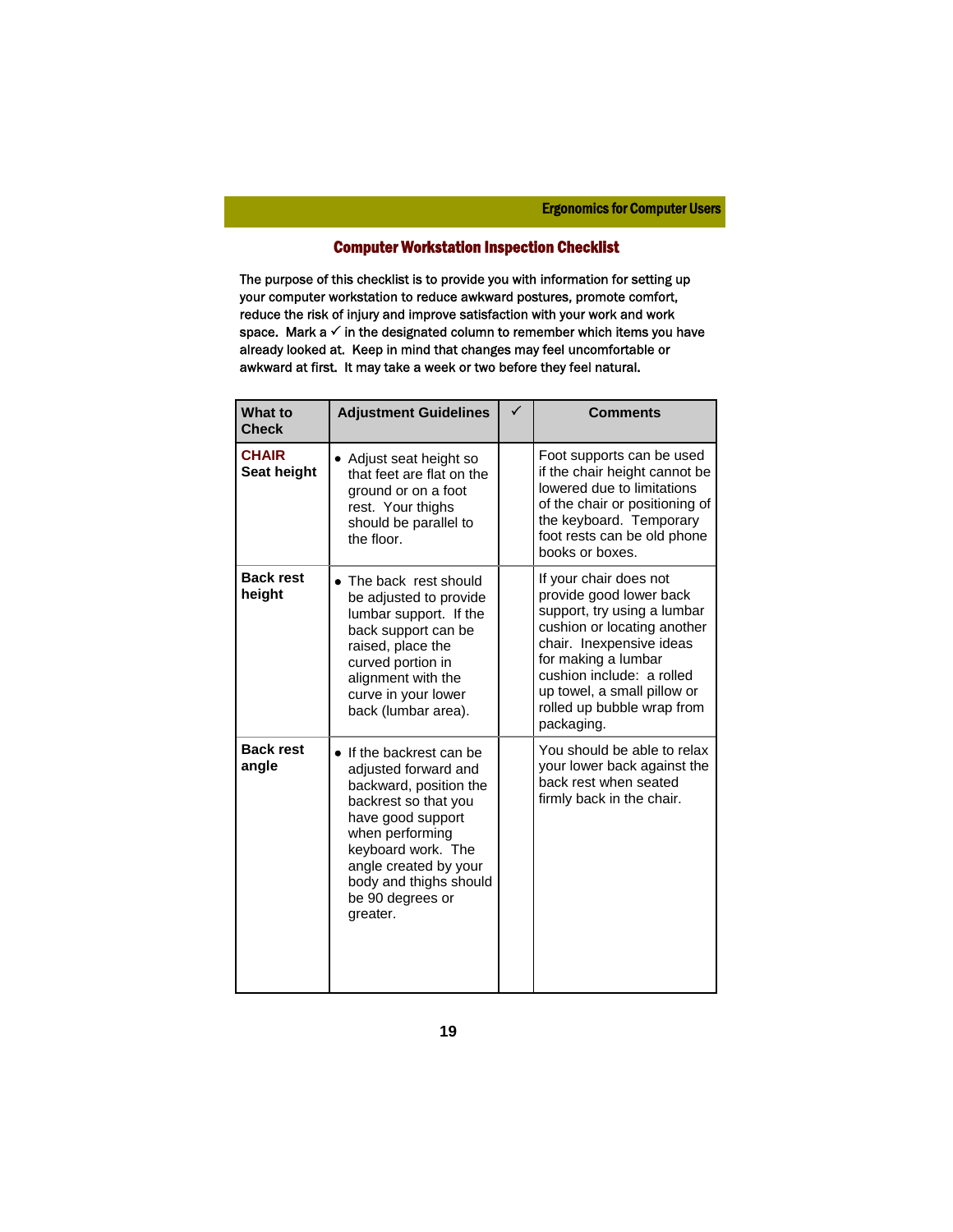## Computer Workstation Inspection Checklist

The purpose of this checklist is to provide you with information for setting up your computer workstation to reduce awkward postures, promote comfort, reduce the risk of injury and improve satisfaction with your work and work space. Mark a ✓ in the designated column to remember which items you have already looked at. Keep in mind that changes may feel uncomfortable or awkward at first. It may take a week or two before they feel natural.

| What to Check | Adjustment Guidelines | ✓ | Comments |
|---|---|---|---|
| **CHAIR** **Seat height** | • Adjust seat height so that feet are flat on the ground or on a foot rest. Your thighs should be parallel to the floor. | | Foot supports can be used if the chair height cannot be lowered due to limitations of the chair or positioning of the keyboard. Temporary foot rests can be old phone books or boxes. |
| **Back rest height** | • The back rest should be adjusted to provide lumbar support. If the back support can be raised, place the curved portion in alignment with the curve in your lower back (lumbar area). | | If your chair does not provide good lower back support, try using a lumbar cushion or locating another chair. Inexpensive ideas for making a lumbar cushion include: a rolled up towel, a small pillow or rolled up bubble wrap from packaging. |
| **Back rest angle** | • If the backrest can be adjusted forward and backward, position the backrest so that you have good support when performing keyboard work. The angle created by your body and thighs should be 90 degrees or greater. | | You should be able to relax your lower back against the back rest when seated firmly back in the chair. |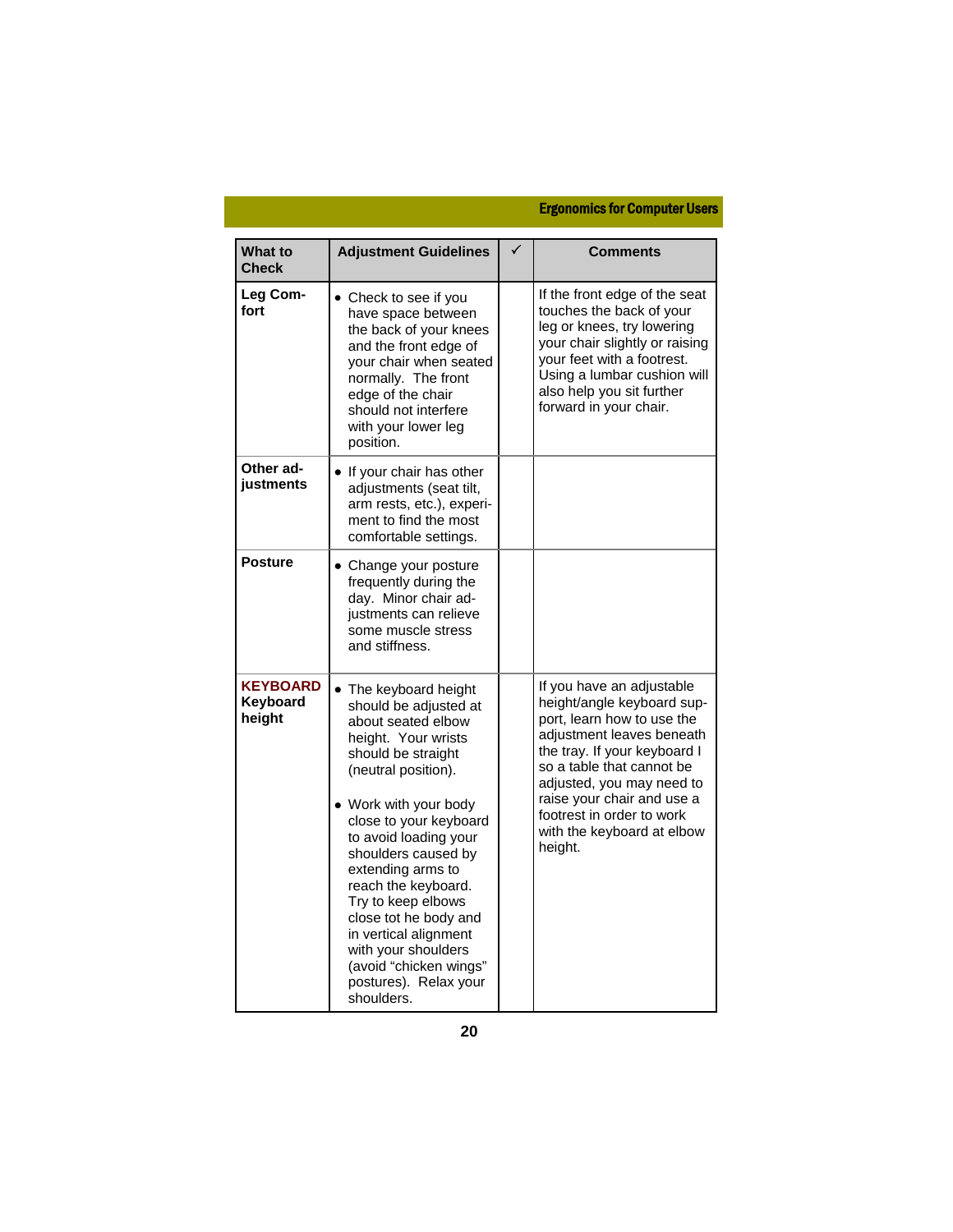| What to Check | Adjustment Guidelines | ✓ | Comments |
| --- | --- | --- | --- |
| **Leg Comfort** | • Check to see if you have space between the back of your knees and the front edge of your chair when seated normally. The front edge of the chair should not interfere with your lower leg position. | | If the front edge of the seat touches the back of your leg or knees, try lowering your chair slightly or raising your feet with a footrest. Using a lumbar cushion will also help you sit further forward in your chair. |
| **Other adjustments** | • If your chair has other adjustments (seat tilt, arm rests, etc.), experiment to find the most comfortable settings. | | |
| **Posture** | • Change your posture frequently during the day. Minor chair adjustments can relieve some muscle stress and stiffness. | | |
| **KEYBOARD Keyboard height** | • The keyboard height should be adjusted at about seated elbow height. Your wrists should be straight (neutral position).<br><br>• Work with your body close to your keyboard to avoid loading your shoulders caused by extending arms to reach the keyboard. Try to keep elbows close tot he body and in vertical alignment with your shoulders (avoid "chicken wings" postures). Relax your shoulders. | | If you have an adjustable height/angle keyboard support, learn how to use the adjustment leaves beneath the tray. If your keyboard I so a table that cannot be adjusted, you may need to raise your chair and use a footrest in order to work with the keyboard at elbow height. |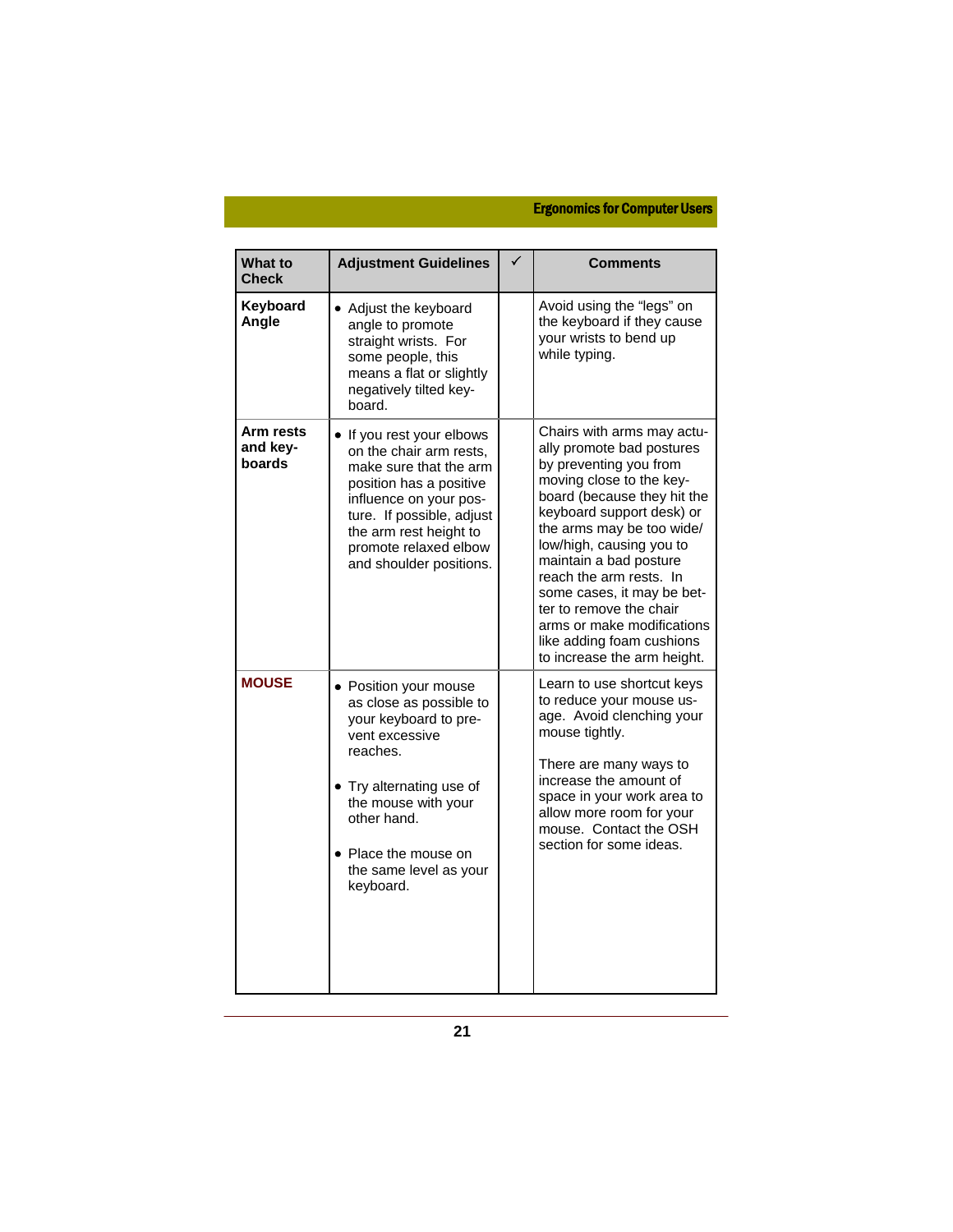| What to Check | Adjustment Guidelines | ✓ | Comments |
|---|---|---|---|
| **Keyboard Angle** | • Adjust the keyboard angle to promote straight wrists. For some people, this means a flat or slightly negatively tilted keyboard. | | Avoid using the “legs” on the keyboard if they cause your wrists to bend up while typing. |
| **Arm rests and keyboards** | • If you rest your elbows on the chair arm rests, make sure that the arm position has a positive influence on your posture. If possible, adjust the arm rest height to promote relaxed elbow and shoulder positions. | | Chairs with arms may actually promote bad postures by preventing you from moving close to the keyboard (because they hit the keyboard support desk) or the arms may be too wide/low/high, causing you to maintain a bad posture reach the arm rests. In some cases, it may be better to remove the chair arms or make modifications like adding foam cushions to increase the arm height. |
| **MOUSE** | • Position your mouse as close as possible to your keyboard to prevent excessive reaches.<br><br>• Try alternating use of the mouse with your other hand.<br><br>• Place the mouse on the same level as your keyboard. | | Learn to use shortcut keys to reduce your mouse usage. Avoid clenching your mouse tightly.<br><br>There are many ways to increase the amount of space in your work area to allow more room for your mouse. Contact the OSH section for some ideas. |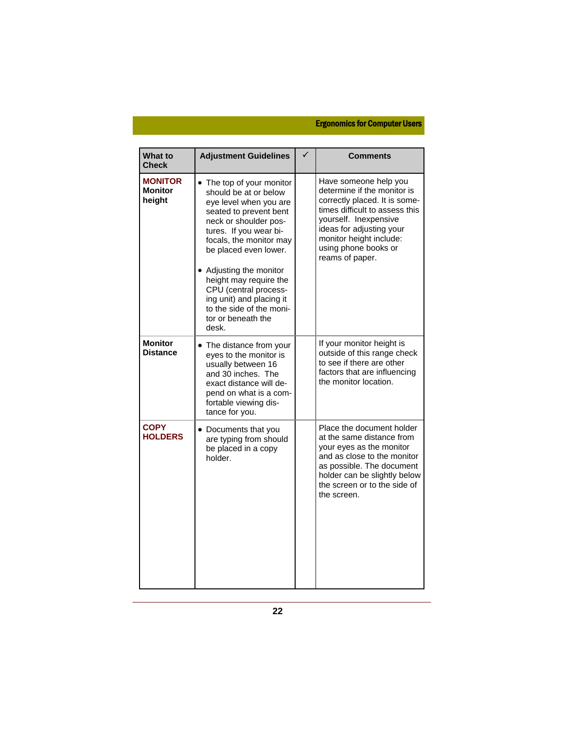| What to Check | Adjustment Guidelines | ✓ | Comments |
|---|---|---|---|
| **MONITOR** **Monitor height** | • The top of your monitor should be at or below eye level when you are seated to prevent bent neck or shoulder postures. If you wear bifocals, the monitor may be placed even lower.<br><br>• Adjusting the monitor height may require the CPU (central processing unit) and placing it to the side of the monitor or beneath the desk. | | Have someone help you determine if the monitor is correctly placed. It is sometimes difficult to assess this yourself. Inexpensive ideas for adjusting your monitor height include: using phone books or reams of paper. |
| **Monitor Distance** | • The distance from your eyes to the monitor is usually between 16 and 30 inches. The exact distance will depend on what is a comfortable viewing distance for you. | | If your monitor height is outside of this range check to see if there are other factors that are influencing the monitor location. |
| **COPY HOLDERS** | • Documents that you are typing from should be placed in a copy holder. | | Place the document holder at the same distance from your eyes as the monitor and as close to the monitor as possible. The document holder can be slightly below the screen or to the side of the screen. |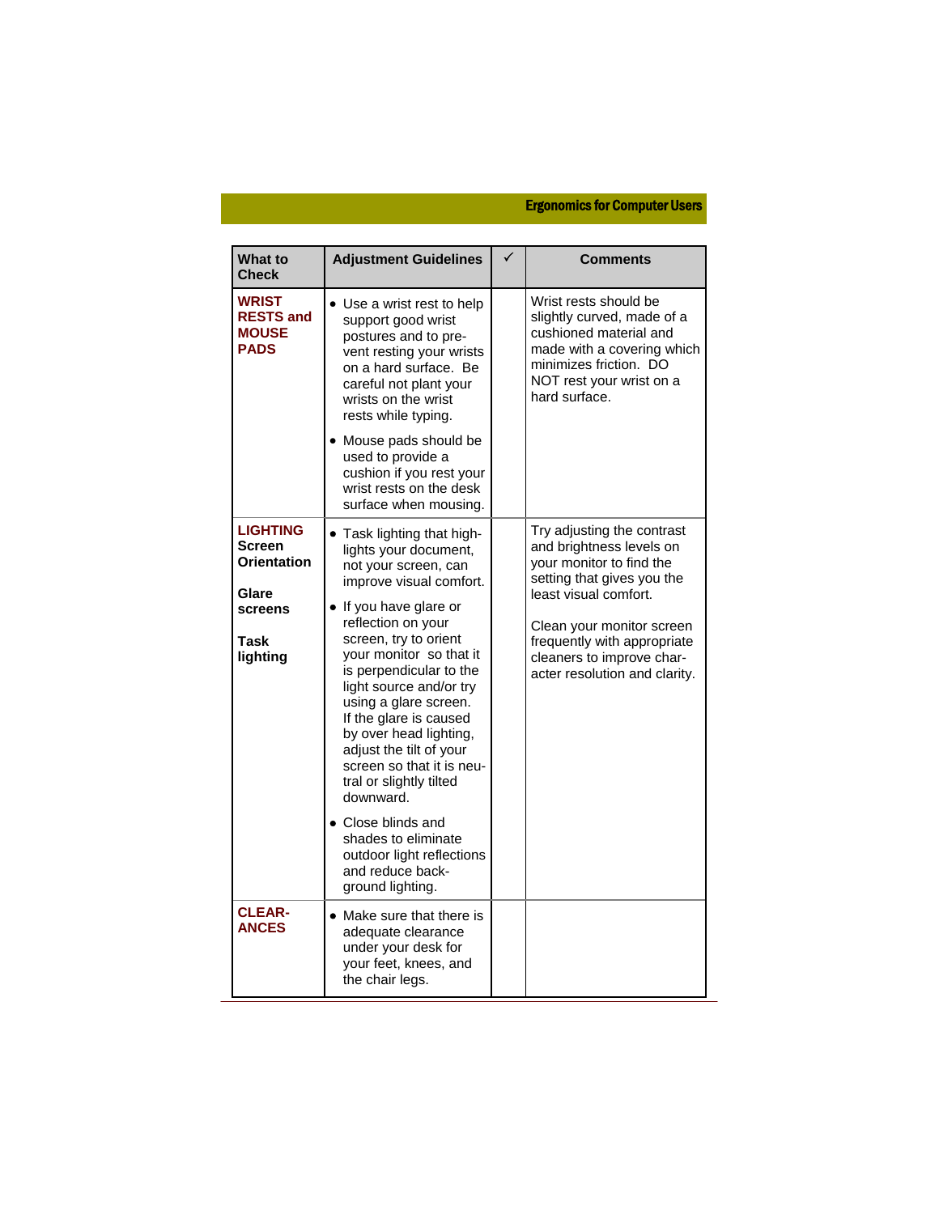| What to Check | Adjustment Guidelines | ✓ | Comments |
|---|---|---|---|
| **WRIST RESTS and MOUSE PADS** | • Use a wrist rest to help support good wrist postures and to prevent resting your wrists on a hard surface. Be careful not plant your wrists on the wrist rests while typing.<br>• Mouse pads should be used to provide a cushion if you rest your wrist rests on the desk surface when mousing. | | Wrist rests should be slightly curved, made of a cushioned material and made with a covering which minimizes friction. DO NOT rest your wrist on a hard surface. |
| **LIGHTING**<br>**Screen Orientation**<br><br>**Glare screens**<br><br>**Task lighting** | • Task lighting that highlights your document, not your screen, can improve visual comfort.<br>• If you have glare or reflection on your screen, try to orient your monitor so that it is perpendicular to the light source and/or try using a glare screen. If the glare is caused by over head lighting, adjust the tilt of your screen so that it is neutral or slightly tilted downward.<br>• Close blinds and shades to eliminate outdoor light reflections and reduce background lighting. | | Try adjusting the contrast and brightness levels on your monitor to find the setting that gives you the least visual comfort.<br><br>Clean your monitor screen frequently with appropriate cleaners to improve character resolution and clarity. |
| **CLEARANCES** | • Make sure that there is adequate clearance under your desk for your feet, knees, and the chair legs. | | |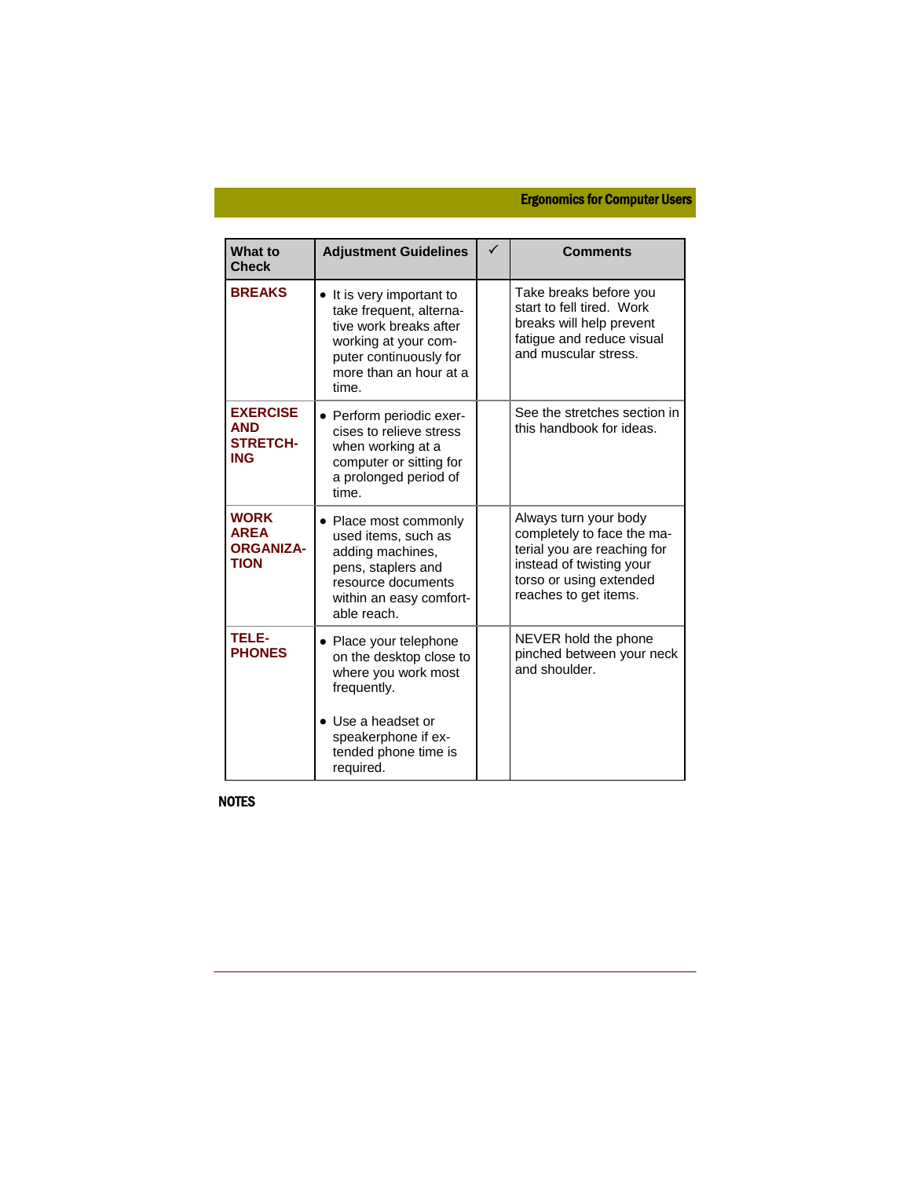| What to Check | Adjustment Guidelines | ✓ | Comments |
|---|---|---|---|
| **BREAKS** | • It is very important to take frequent, alternative work breaks after working at your computer continuously for more than an hour at a time. | | Take breaks before you start to fell tired. Work breaks will help prevent fatigue and reduce visual and muscular stress. |
| **EXERCISE AND STRETCHING** | • Perform periodic exercises to relieve stress when working at a computer or sitting for a prolonged period of time. | | See the stretches section in this handbook for ideas. |
| **WORK AREA ORGANIZATION** | • Place most commonly used items, such as adding machines, pens, staplers and resource documents within an easy comfortable reach. | | Always turn your body completely to face the material you are reaching for instead of twisting your torso or using extended reaches to get items. |
| **TELEPHONES** | • Place your telephone on the desktop close to where you work most frequently.<br>• Use a headset or speakerphone if extended phone time is required. | | NEVER hold the phone pinched between your neck and shoulder. |

**NOTES**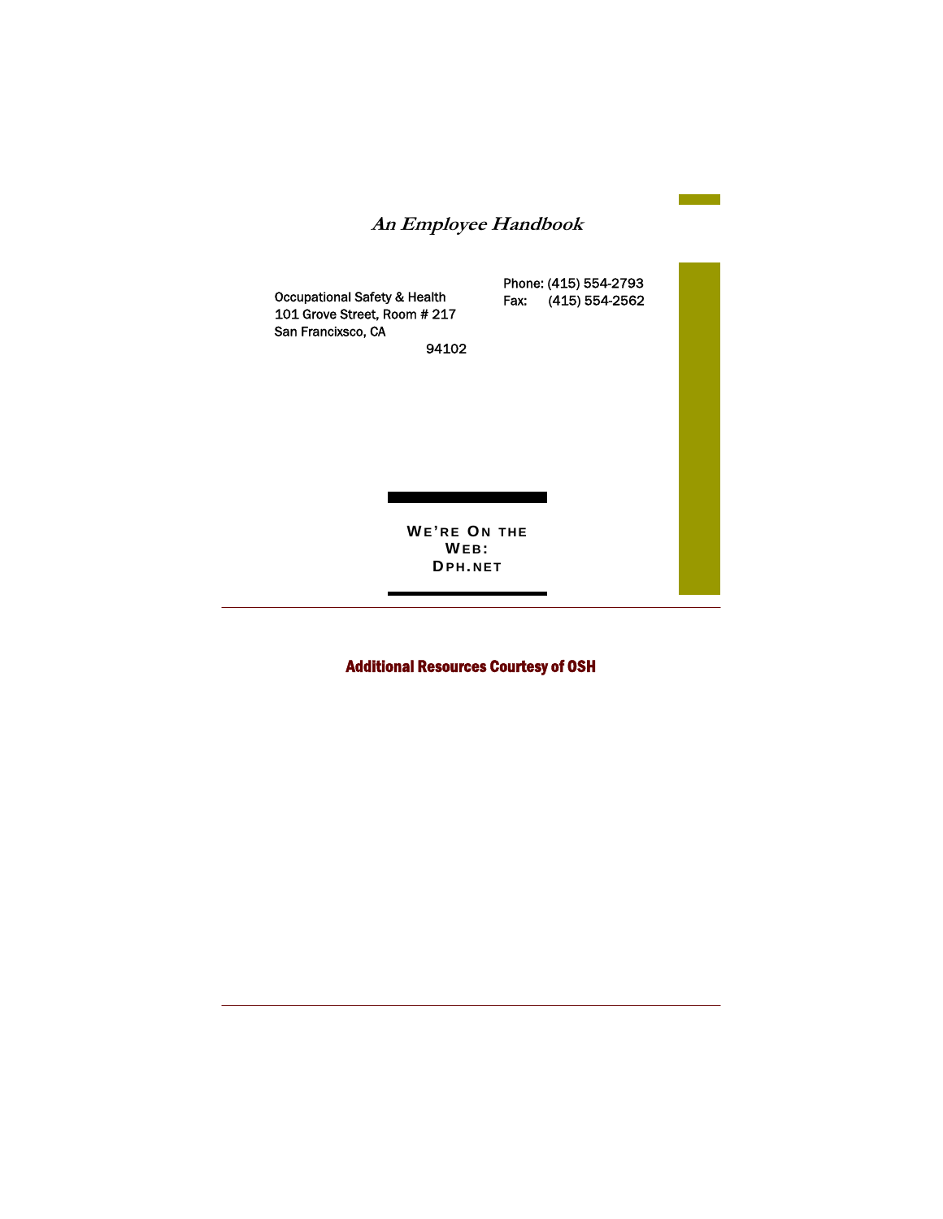*An Employee Handbook*

Occupational Safety & Health
101 Grove Street, Room # 217
San Francixsco, CA
94102

Phone: (415) 554-2793
Fax: (415) 554-2562

**We're On the Web:**
**Dph.net**

**Additional Resources Courtesy of OSH**